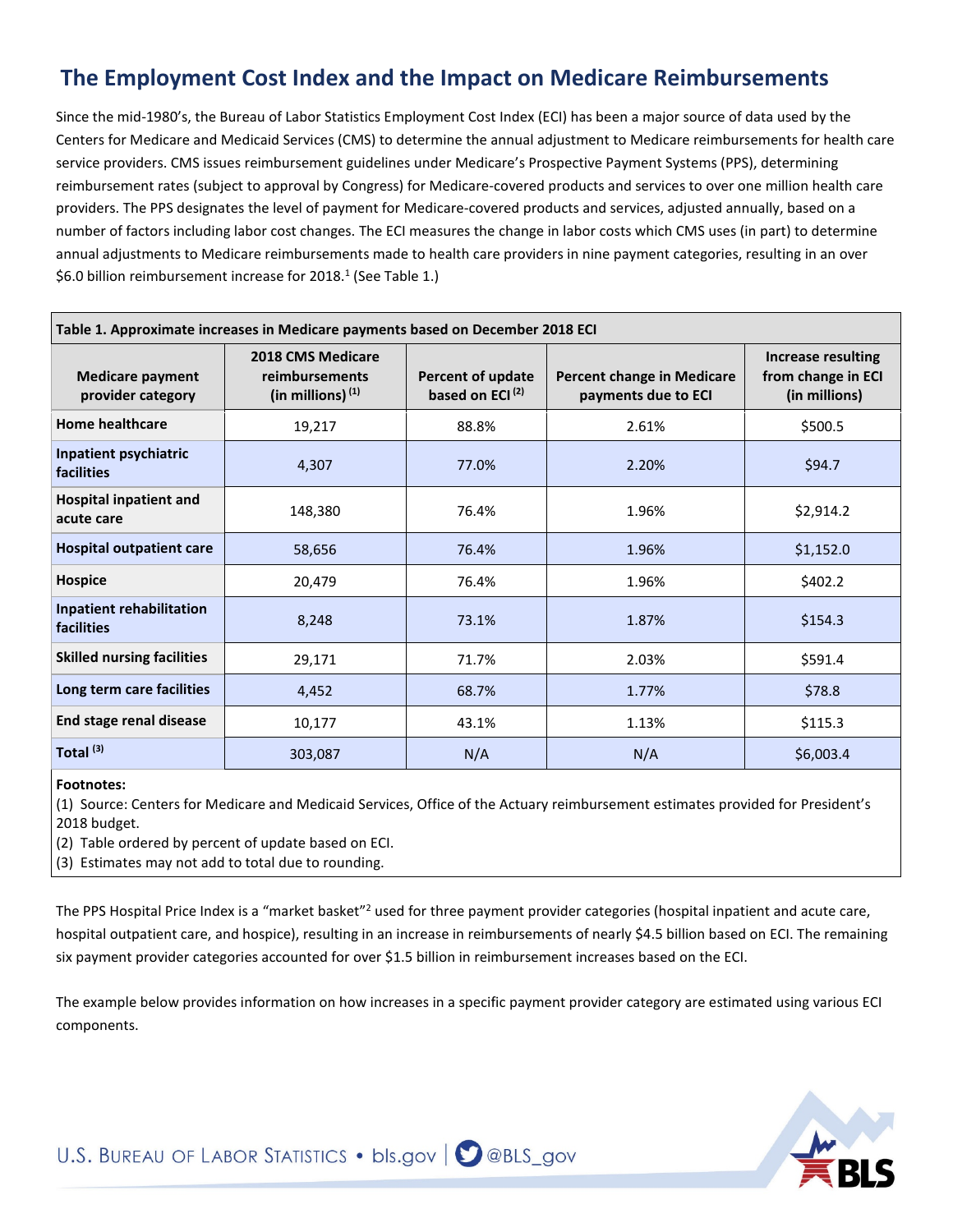# The Employment Cost Index and the Impact on Medicare Reimbursements

Since the mid-1980's, the Bureau of Labor Statistics Employment Cost Index (ECI) has been a major source of data used by the Centers for Medicare and Medicaid Services (CMS) to determine the annual adjustment to Medicare reimbursements for health care service providers. CMS issues reimbursement guidelines under Medicare's Prospective Payment Systems (PPS), determining reimbursement rates (subject to approval by Congress) for Medicare-covered products and services to over one million health care providers. The PPS designates the level of payment for Medicare-covered products and services, adjusted annually, based on a number of factors including labor cost changes. The ECI measures the change in labor costs which CMS uses (in part) to determine annual adjustments to Medicare reimbursements made to health care providers in nine payment categories, resulting in an over $6.0 billion reimbursement increase for 2018.[1] (See Table 1.)

**Table 1. Approximate increases in Medicare payments based on December 2018 ECI**

| Medicare payment provider category | 2018 CMS Medicare reimbursements (in millions) [(1)] | Percent of update based on ECI [(2)] | Percent change in Medicare payments due to ECI | Increase resulting from change in ECI (in millions) |
|---|---|---|---|---|
| Home healthcare | 19,217 | 88.8% | 2.61% | $500.5 |
| Inpatient psychiatric facilities | 4,307 | 77.0% | 2.20% | $94.7 |
| Hospital inpatient and acute care | 148,380 | 76.4% | 1.96% | $2,914.2 |
| Hospital outpatient care | 58,656 | 76.4% | 1.96% | $1,152.0 |
| Hospice | 20,479 | 76.4% | 1.96% | $402.2 |
| Inpatient rehabilitation facilities | 8,248 | 73.1% | 1.87% | $154.3 |
| Skilled nursing facilities | 29,171 | 71.7% | 2.03% | $591.4 |
| Long term care facilities | 4,452 | 68.7% | 1.77% | $78.8 |
| End stage renal disease | 10,177 | 43.1% | 1.13% | $115.3 |
| Total [(3)] | 303,087 | N/A | N/A | $6,003.4 |

**Footnotes:**

(1) Source: Centers for Medicare and Medicaid Services, Office of the Actuary reimbursement estimates provided for President's 2018 budget.

(2) Table ordered by percent of update based on ECI.

(3) Estimates may not add to total due to rounding.

The PPS Hospital Price Index is a "market basket"[2] used for three payment provider categories (hospital inpatient and acute care, hospital outpatient care, and hospice), resulting in an increase in reimbursements of nearly $4.5 billion based on ECI. The remaining six payment provider categories accounted for over $1.5 billion in reimbursement increases based on the ECI.

The example below provides information on how increases in a specific payment provider category are estimated using various ECI components.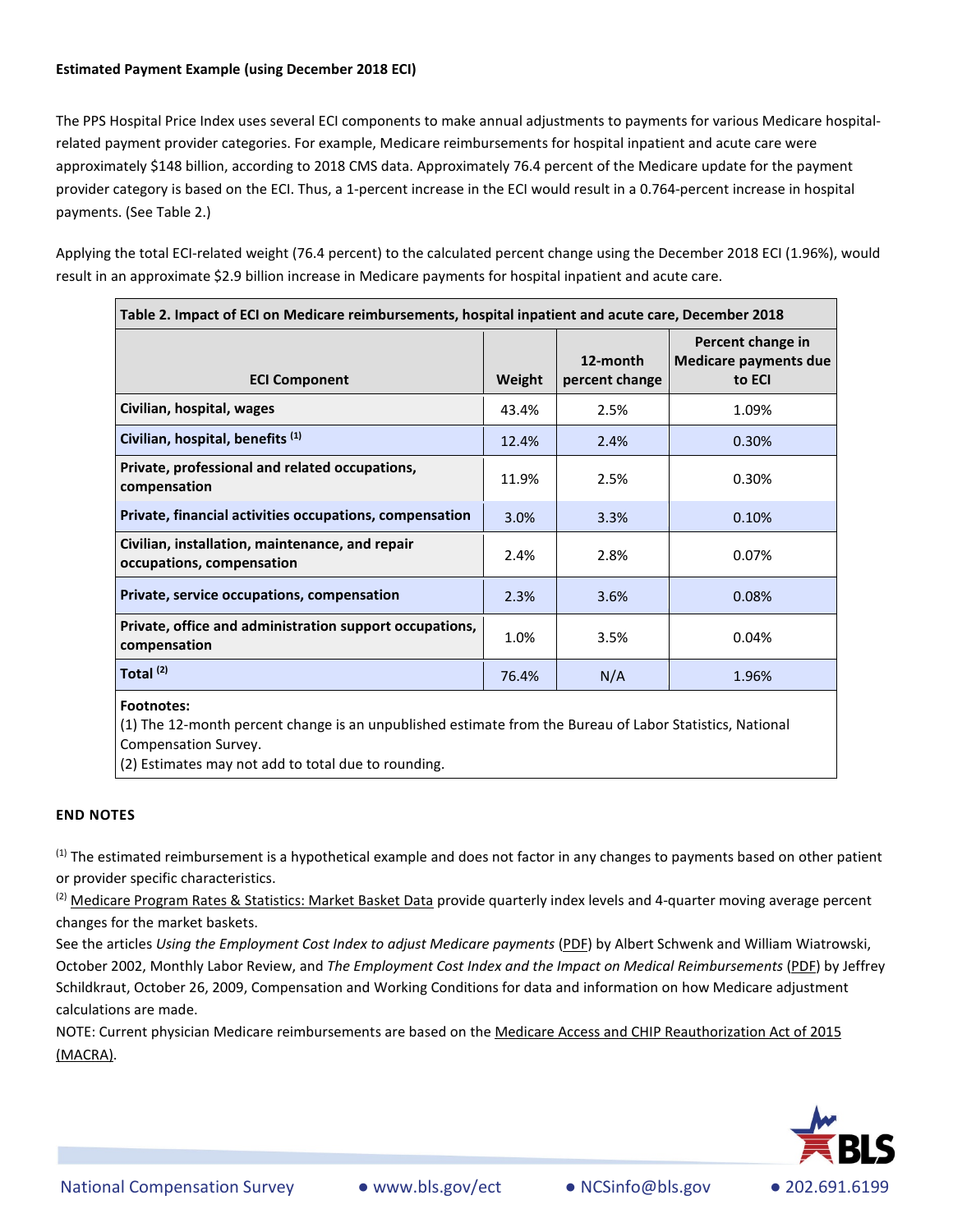**Estimated Payment Example (using December 2018 ECI)**

The PPS Hospital Price Index uses several ECI components to make annual adjustments to payments for various Medicare hospital-related payment provider categories. For example, Medicare reimbursements for hospital inpatient and acute care were approximately $148 billion, according to 2018 CMS data. Approximately 76.4 percent of the Medicare update for the payment provider category is based on the ECI. Thus, a 1-percent increase in the ECI would result in a 0.764-percent increase in hospital payments. (See Table 2.)

Applying the total ECI-related weight (76.4 percent) to the calculated percent change using the December 2018 ECI (1.96%), would result in an approximate $2.9 billion increase in Medicare payments for hospital inpatient and acute care.

**Table 2. Impact of ECI on Medicare reimbursements, hospital inpatient and acute care, December 2018**

| ECI Component | Weight | 12-month percent change | Percent change in Medicare payments due to ECI |
|---|---|---|---|
| **Civilian, hospital, wages** | 43.4% | 2.5% | 1.09% |
| **Civilian, hospital, benefits [1]** | 12.4% | 2.4% | 0.30% |
| **Private, professional and related occupations, compensation** | 11.9% | 2.5% | 0.30% |
| **Private, financial activities occupations, compensation** | 3.0% | 3.3% | 0.10% |
| **Civilian, installation, maintenance, and repair occupations, compensation** | 2.4% | 2.8% | 0.07% |
| **Private, service occupations, compensation** | 2.3% | 3.6% | 0.08% |
| **Private, office and administration support occupations, compensation** | 1.0% | 3.5% | 0.04% |
| **Total [2]** | 76.4% | N/A | 1.96% |

**Footnotes:**
(1) The 12-month percent change is an unpublished estimate from the Bureau of Labor Statistics, National Compensation Survey.
(2) Estimates may not add to total due to rounding.

**END NOTES**

[1] The estimated reimbursement is a hypothetical example and does not factor in any changes to payments based on other patient or provider specific characteristics.

[2] Medicare Program Rates & Statistics: Market Basket Data provide quarterly index levels and 4-quarter moving average percent changes for the market baskets.

See the articles *Using the Employment Cost Index to adjust Medicare payments* (PDF) by Albert Schwenk and William Wiatrowski, October 2002, Monthly Labor Review, and *The Employment Cost Index and the Impact on Medical Reimbursements* (PDF) by Jeffrey Schildkraut, October 26, 2009, Compensation and Working Conditions for data and information on how Medicare adjustment calculations are made.

NOTE: Current physician Medicare reimbursements are based on the Medicare Access and CHIP Reauthorization Act of 2015 (MACRA).